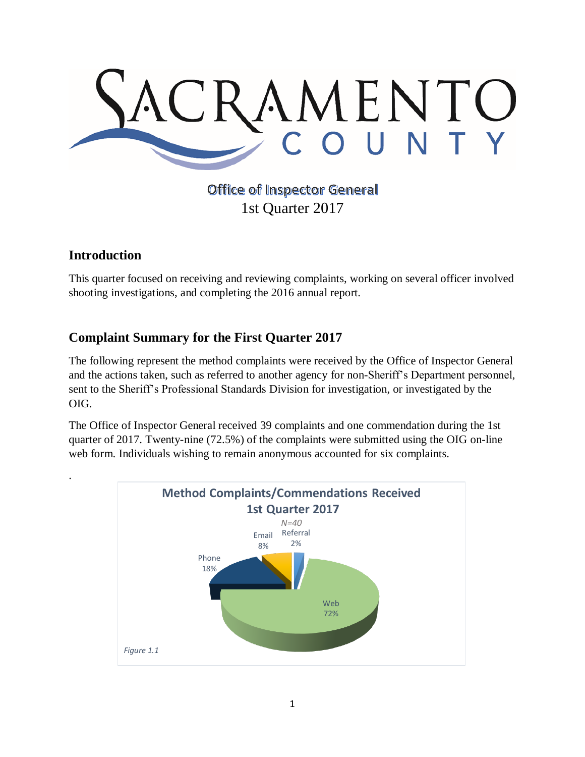# SACRAMENTO COUNTY

Office of Inspector General
1st Quarter 2017

## Introduction

This quarter focused on receiving and reviewing complaints, working on several officer involved shooting investigations, and completing the 2016 annual report.

## Complaint Summary for the First Quarter 2017

The following represent the method complaints were received by the Office of Inspector General and the actions taken, such as referred to another agency for non-Sheriff's Department personnel, sent to the Sheriff's Professional Standards Division for investigation, or investigated by the OIG.

The Office of Inspector General received 39 complaints and one commendation during the 1st quarter of 2017. Twenty-nine (72.5%) of the complaints were submitted using the OIG on-line web form. Individuals wishing to remain anonymous accounted for six complaints.

.

**Method Complaints/Commendations Received 1st Quarter 2017**

*N=40*

| Method | Percent |
|---|---|
| Web | 72% |
| Phone | 18% |
| Email | 8% |
| Referral | 2% |

*Figure 1.1*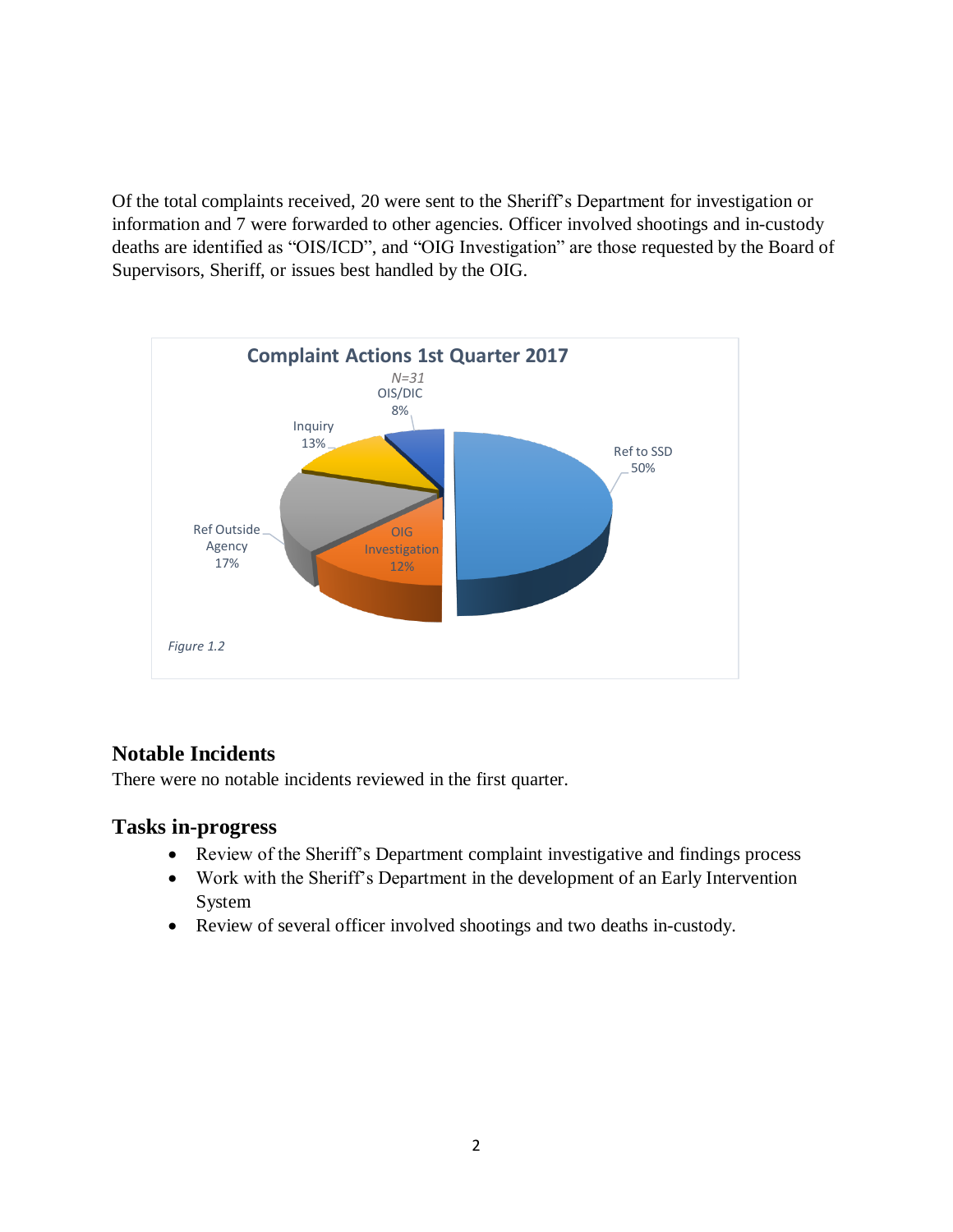Of the total complaints received, 20 were sent to the Sheriff's Department for investigation or information and 7 were forwarded to other agencies. Officer involved shootings and in-custody deaths are identified as "OIS/ICD", and "OIG Investigation" are those requested by the Board of Supervisors, Sheriff, or issues best handled by the OIG.

Complaint Actions 1st Quarter 2017

*N=31*

OIS/DIC 8%

Inquiry 13%

Ref to SSD 50%

Ref Outside Agency 17%

OIG Investigation 12%

*Figure 1.2*

## Notable Incidents

There were no notable incidents reviewed in the first quarter.

## Tasks in-progress

- Review of the Sheriff's Department complaint investigative and findings process
- Work with the Sheriff's Department in the development of an Early Intervention System
- Review of several officer involved shootings and two deaths in-custody.